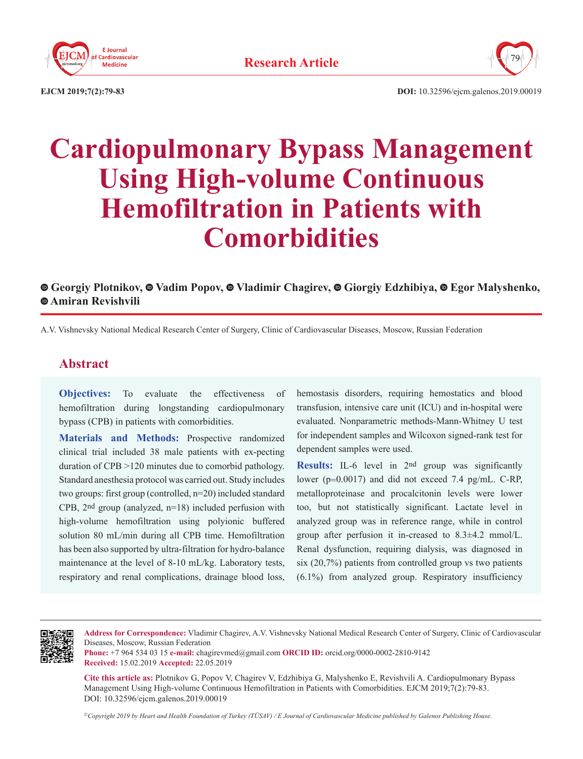# Cardiopulmonary Bypass Management Using High-volume Continuous Hemofiltration in Patients with Comorbidities

Georgiy Plotnikov, Vadim Popov, Vladimir Chagirev, Giorgiy Edzhibiya, Egor Malyshenko, Amiran Revishvili

A.V. Vishnevsky National Medical Research Center of Surgery, Clinic of Cardiovascular Diseases, Moscow, Russian Federation

## Abstract

**Objectives:** To evaluate the effectiveness of hemofiltration during longstanding cardiopulmonary bypass (CPB) in patients with comorbidities.

**Materials and Methods:** Prospective randomized clinical trial included 38 male patients with ex-pecting duration of CPB >120 minutes due to comorbid pathology. Standard anesthesia protocol was carried out. Study includes two groups: first group (controlled, n=20) included standard CPB, 2nd group (analyzed, n=18) included perfusion with high-volume hemofiltration using polyionic buffered solution 80 mL/min during all CPB time. Hemofiltration has been also supported by ultra-filtration for hydro-balance maintenance at the level of 8-10 mL/kg. Laboratory tests, respiratory and renal complications, drainage blood loss, hemostasis disorders, requiring hemostatics and blood transfusion, intensive care unit (ICU) and in-hospital were evaluated. Nonparametric methods-Mann-Whitney U test for independent samples and Wilcoxon signed-rank test for dependent samples were used.

**Results:** IL-6 level in 2nd group was significantly lower (p=0.0017) and did not exceed 7.4 pg/mL. C-RP, metalloproteinase and procalcitonin levels were lower too, but not statistically significant. Lactate level in analyzed group was in reference range, while in control group after perfusion it in-creased to 8.3±4.2 mmol/L. Renal dysfunction, requiring dialysis, was diagnosed in six (20,7%) patients from controlled group vs two patients (6.1%) from analyzed group. Respiratory insufficiency

---

**Address for Correspondence:** Vladimir Chagirev, A.V. Vishnevsky National Medical Research Center of Surgery, Clinic of Cardiovascular Diseases, Moscow, Russian Federation
**Phone:** +7 964 534 03 15 **e-mail:** chagirevmed@gmail.com **ORCID ID:** orcid.org/0000-0002-2810-9142
**Received:** 15.02.2019 **Accepted:** 22.05.2019

**Cite this article as:** Plotnikov G, Popov V, Chagirev V, Edzhibiya G, Malyshenko E, Revishvili A. Cardiopulmonary Bypass Management Using High-volume Continuous Hemofiltration in Patients with Comorbidities. EJCM 2019;7(2):79-83. DOI: 10.32596/ejcm.galenos.2019.00019

*©Copyright 2019 by Heart and Health Foundation of Turkey (TÜSAV) / E Journal of Cardiovascular Medicine published by Galenos Publishing House.*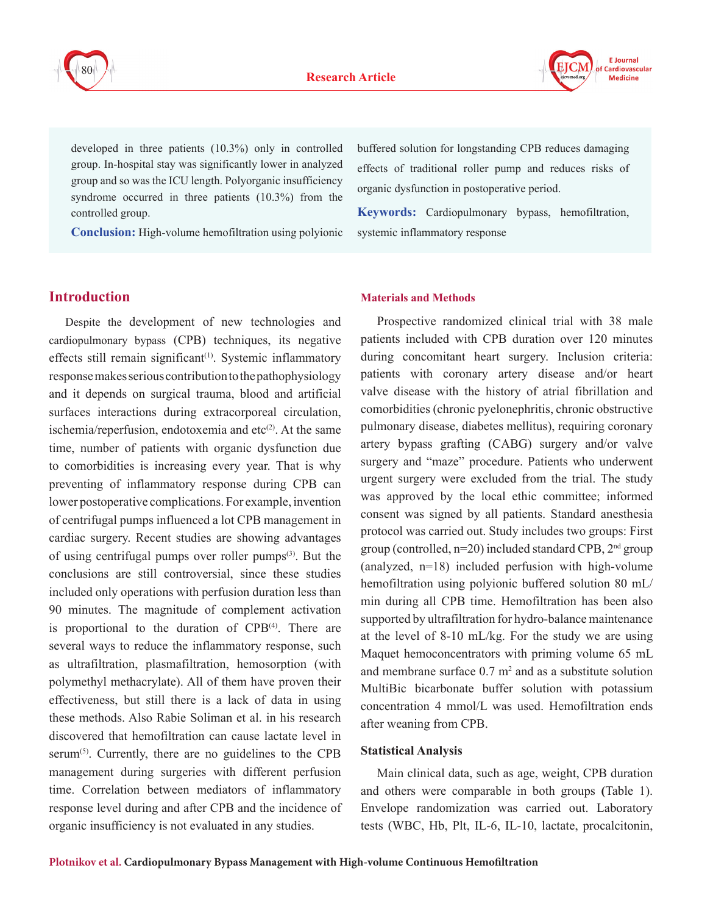developed in three patients (10.3%) only in controlled group. In-hospital stay was significantly lower in analyzed group and so was the ICU length. Polyorganic insufficiency syndrome occurred in three patients (10.3%) from the controlled group.

**Conclusion:** High-volume hemofiltration using polyionic buffered solution for longstanding CPB reduces damaging effects of traditional roller pump and reduces risks of organic dysfunction in postoperative period.

**Keywords:** Cardiopulmonary bypass, hemofiltration, systemic inflammatory response

## Introduction

Despite the development of new technologies and cardiopulmonary bypass (CPB) techniques, its negative effects still remain significant[1]. Systemic inflammatory response makes serious contribution to the pathophysiology and it depends on surgical trauma, blood and artificial surfaces interactions during extracorporeal circulation, ischemia/reperfusion, endotoxemia and etc[2]. At the same time, number of patients with organic dysfunction due to comorbidities is increasing every year. That is why preventing of inflammatory response during CPB can lower postoperative complications. For example, invention of centrifugal pumps influenced a lot CPB management in cardiac surgery. Recent studies are showing advantages of using centrifugal pumps over roller pumps[3]. But the conclusions are still controversial, since these studies included only operations with perfusion duration less than 90 minutes. The magnitude of complement activation is proportional to the duration of CPB[4]. There are several ways to reduce the inflammatory response, such as ultrafiltration, plasmafiltration, hemosorption (with polymethyl methacrylate). All of them have proven their effectiveness, but still there is a lack of data in using these methods. Also Rabie Soliman et al. in his research discovered that hemofiltration can cause lactate level in serum[5]. Currently, there are no guidelines to the CPB management during surgeries with different perfusion time. Correlation between mediators of inflammatory response level during and after CPB and the incidence of organic insufficiency is not evaluated in any studies.

## Materials and Methods

Prospective randomized clinical trial with 38 male patients included with CPB duration over 120 minutes during concomitant heart surgery. Inclusion criteria: patients with coronary artery disease and/or heart valve disease with the history of atrial fibrillation and comorbidities (chronic pyelonephritis, chronic obstructive pulmonary disease, diabetes mellitus), requiring coronary artery bypass grafting (CABG) surgery and/or valve surgery and "maze" procedure. Patients who underwent urgent surgery were excluded from the trial. The study was approved by the local ethic committee; informed consent was signed by all patients. Standard anesthesia protocol was carried out. Study includes two groups: First group (controlled, n=20) included standard CPB, 2nd group (analyzed, n=18) included perfusion with high-volume hemofiltration using polyionic buffered solution 80 mL/min during all CPB time. Hemofiltration has been also supported by ultrafiltration for hydro-balance maintenance at the level of 8-10 mL/kg. For the study we are using Maquet hemoconcentrators with priming volume 65 mL and membrane surface 0.7 $m^2$ and as a substitute solution MultiBic bicarbonate buffer solution with potassium concentration 4 mmol/L was used. Hemofiltration ends after weaning from CPB.

### Statistical Analysis

Main clinical data, such as age, weight, CPB duration and others were comparable in both groups (Table 1). Envelope randomization was carried out. Laboratory tests (WBC, Hb, Plt, IL-6, IL-10, lactate, procalcitonin,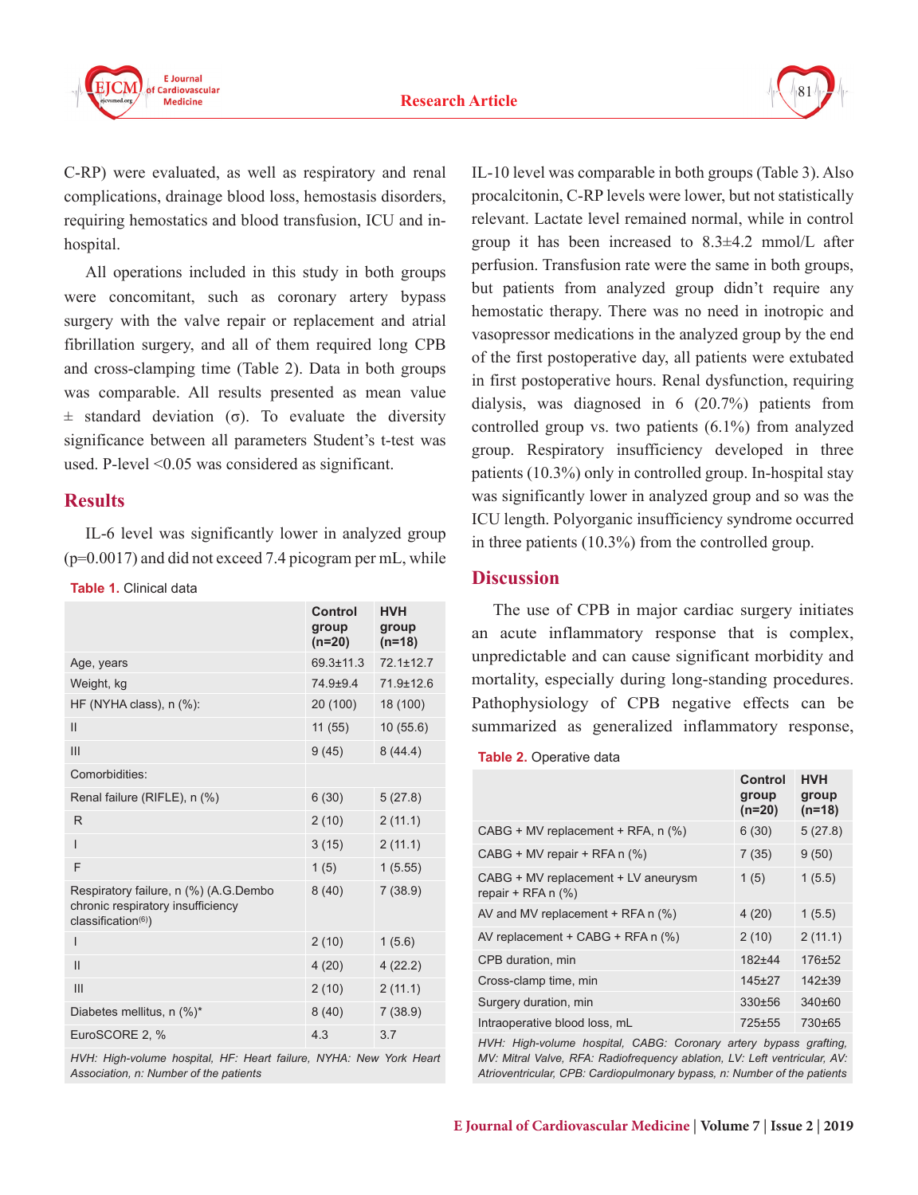C-RP) were evaluated, as well as respiratory and renal complications, drainage blood loss, hemostasis disorders, requiring hemostatics and blood transfusion, ICU and in-hospital.

All operations included in this study in both groups were concomitant, such as coronary artery bypass surgery with the valve repair or replacement and atrial fibrillation surgery, and all of them required long CPB and cross-clamping time (Table 2). Data in both groups was comparable. All results presented as mean value ± standard deviation (σ). To evaluate the diversity significance between all parameters Student's t-test was used. P-level <0.05 was considered as significant.

## Results

IL-6 level was significantly lower in analyzed group (p=0.0017) and did not exceed 7.4 picogram per mL, while IL-10 level was comparable in both groups (Table 3). Also procalcitonin, C-RP levels were lower, but not statistically relevant. Lactate level remained normal, while in control group it has been increased to 8.3±4.2 mmol/L after perfusion. Transfusion rate were the same in both groups, but patients from analyzed group didn't require any hemostatic therapy. There was no need in inotropic and vasopressor medications in the analyzed group by the end of the first postoperative day, all patients were extubated in first postoperative hours. Renal dysfunction, requiring dialysis, was diagnosed in 6 (20.7%) patients from controlled group vs. two patients (6.1%) from analyzed group. Respiratory insufficiency developed in three patients (10.3%) only in controlled group. In-hospital stay was significantly lower in analyzed group and so was the ICU length. Polyorganic insufficiency syndrome occurred in three patients (10.3%) from the controlled group.

**Table 1.** Clinical data

| | Control group (n=20) | HVH group (n=18) |
|---|---|---|
| Age, years | 69.3±11.3 | 72.1±12.7 |
| Weight, kg | 74.9±9.4 | 71.9±12.6 |
| HF (NYHA class), n (%): | 20 (100) | 18 (100) |
| II | 11 (55) | 10 (55.6) |
| III | 9 (45) | 8 (44.4) |
| Comorbidities: | | |
| Renal failure (RIFLE), n (%) | 6 (30) | 5 (27.8) |
| R | 2 (10) | 2 (11.1) |
| I | 3 (15) | 2 (11.1) |
| F | 1 (5) | 1 (5.55) |
| Respiratory failure, n (%) (A.G.Dembo chronic respiratory insufficiency classification[6]) | 8 (40) | 7 (38.9) |
| I | 2 (10) | 1 (5.6) |
| II | 4 (20) | 4 (22.2) |
| III | 2 (10) | 2 (11.1) |
| Diabetes mellitus, n (%)* | 8 (40) | 7 (38.9) |
| EuroSCORE 2, % | 4.3 | 3.7 |

*HVH: High-volume hospital, HF: Heart failure, NYHA: New York Heart Association, n: Number of the patients*

## Discussion

The use of CPB in major cardiac surgery initiates an acute inflammatory response that is complex, unpredictable and can cause significant morbidity and mortality, especially during long-standing procedures. Pathophysiology of CPB negative effects can be summarized as generalized inflammatory response,

**Table 2.** Operative data

| | Control group (n=20) | HVH group (n=18) |
|---|---|---|
| CABG + MV replacement + RFA, n (%) | 6 (30) | 5 (27.8) |
| CABG + MV repair + RFA n (%) | 7 (35) | 9 (50) |
| CABG + MV replacement + LV aneurysm repair + RFA n (%) | 1 (5) | 1 (5.5) |
| AV and MV replacement + RFA n (%) | 4 (20) | 1 (5.5) |
| AV replacement + CABG + RFA n (%) | 2 (10) | 2 (11.1) |
| CPB duration, min | 182±44 | 176±52 |
| Cross-clamp time, min | 145±27 | 142±39 |
| Surgery duration, min | 330±56 | 340±60 |
| Intraoperative blood loss, mL | 725±55 | 730±65 |

*HVH: High-volume hospital, CABG: Coronary artery bypass grafting, MV: Mitral Valve, RFA: Radiofrequency ablation, LV: Left ventricular, AV: Atrioventricular, CPB: Cardiopulmonary bypass, n: Number of the patients*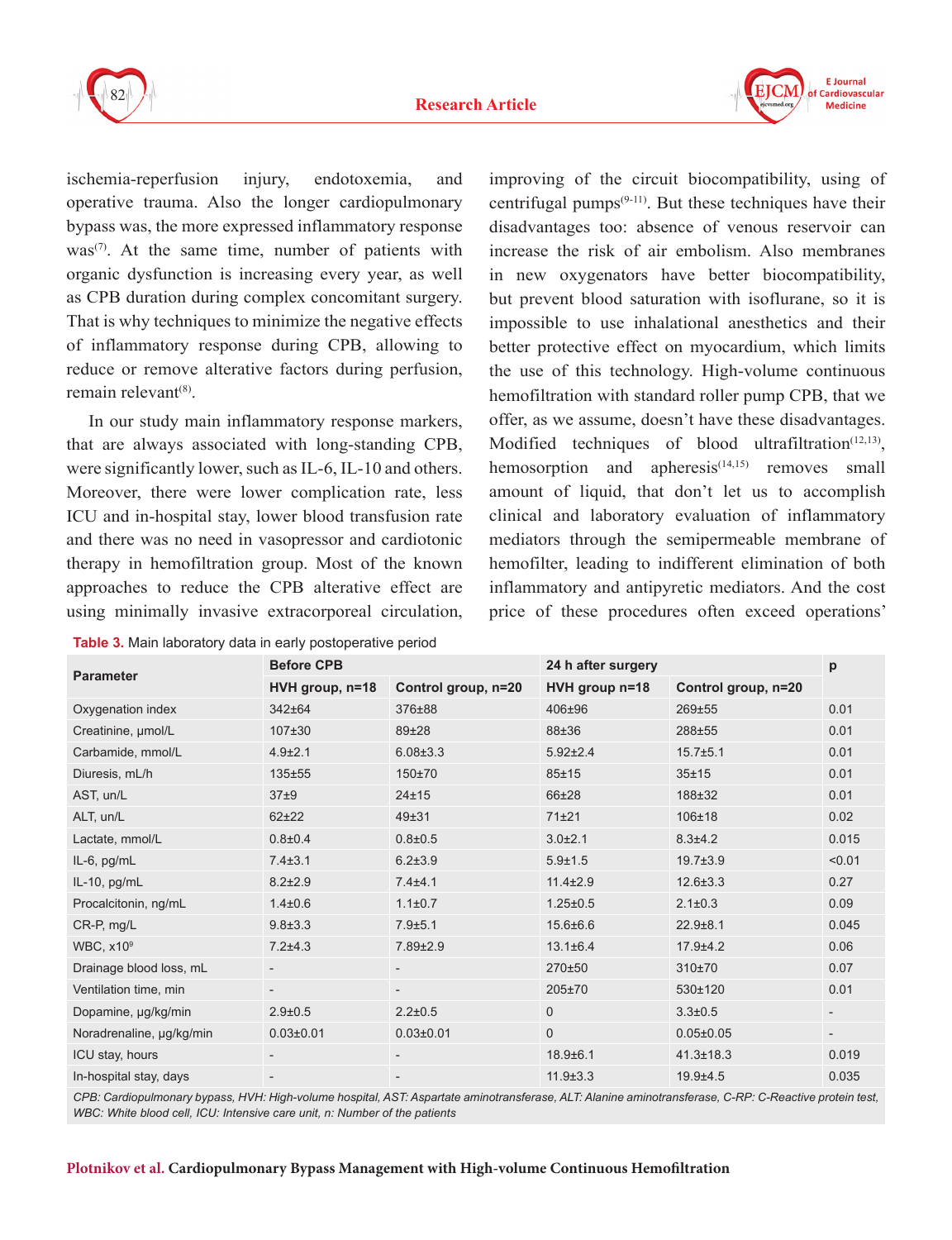ischemia-reperfusion injury, endotoxemia, and operative trauma. Also the longer cardiopulmonary bypass was, the more expressed inflammatory response was[7]. At the same time, number of patients with organic dysfunction is increasing every year, as well as CPB duration during complex concomitant surgery. That is why techniques to minimize the negative effects of inflammatory response during CPB, allowing to reduce or remove alterative factors during perfusion, remain relevant[8].

In our study main inflammatory response markers, that are always associated with long-standing CPB, were significantly lower, such as IL-6, IL-10 and others. Moreover, there were lower complication rate, less ICU and in-hospital stay, lower blood transfusion rate and there was no need in vasopressor and cardiotonic therapy in hemofiltration group. Most of the known approaches to reduce the CPB alterative effect are using minimally invasive extracorporeal circulation, improving of the circuit biocompatibility, using of centrifugal pumps[9-11]. But these techniques have their disadvantages too: absence of venous reservoir can increase the risk of air embolism. Also membranes in new oxygenators have better biocompatibility, but prevent blood saturation with isoflurane, so it is impossible to use inhalational anesthetics and their better protective effect on myocardium, which limits the use of this technology. High-volume continuous hemofiltration with standard roller pump CPB, that we offer, as we assume, doesn't have these disadvantages. Modified techniques of blood ultrafiltration[12,13], hemosorption and apheresis[14,15] removes small amount of liquid, that don't let us to accomplish clinical and laboratory evaluation of inflammatory mediators through the semipermeable membrane of hemofilter, leading to indifferent elimination of both inflammatory and antipyretic mediators. And the cost price of these procedures often exceed operations'

**Table 3.** Main laboratory data in early postoperative period

| Parameter | Before CPB | | 24 h after surgery | | p |
|---|---|---|---|---|---|
| | HVH group, n=18 | Control group, n=20 | HVH group n=18 | Control group, n=20 | |
| Oxygenation index | 342±64 | 376±88 | 406±96 | 269±55 | 0.01 |
| Creatinine, µmol/L | 107±30 | 89±28 | 88±36 | 288±55 | 0.01 |
| Carbamide, mmol/L | 4.9±2.1 | 6.08±3.3 | 5.92±2.4 | 15.7±5.1 | 0.01 |
| Diuresis, mL/h | 135±55 | 150±70 | 85±15 | 35±15 | 0.01 |
| AST, un/L | 37±9 | 24±15 | 66±28 | 188±32 | 0.01 |
| ALT, un/L | 62±22 | 49±31 | 71±21 | 106±18 | 0.02 |
| Lactate, mmol/L | 0.8±0.4 | 0.8±0.5 | 3.0±2.1 | 8.3±4.2 | 0.015 |
| IL-6, pg/mL | 7.4±3.1 | 6.2±3.9 | 5.9±1.5 | 19.7±3.9 | <0.01 |
| IL-10, pg/mL | 8.2±2.9 | 7.4±4.1 | 11.4±2.9 | 12.6±3.3 | 0.27 |
| Procalcitonin, ng/mL | 1.4±0.6 | 1.1±0.7 | 1.25±0.5 | 2.1±0.3 | 0.09 |
| CR-P, mg/L | 9.8±3.3 | 7.9±5.1 | 15.6±6.6 | 22.9±8.1 | 0.045 |
| WBC, $x10^9$ | 7.2±4.3 | 7.89±2.9 | 13.1±6.4 | 17.9±4.2 | 0.06 |
| Drainage blood loss, mL | - | - | 270±50 | 310±70 | 0.07 |
| Ventilation time, min | - | - | 205±70 | 530±120 | 0.01 |
| Dopamine, µg/kg/min | 2.9±0.5 | 2.2±0.5 | 0 | 3.3±0.5 | - |
| Noradrenaline, µg/kg/min | 0.03±0.01 | 0.03±0.01 | 0 | 0.05±0.05 | - |
| ICU stay, hours | - | - | 18.9±6.1 | 41.3±18.3 | 0.019 |
| In-hospital stay, days | - | - | 11.9±3.3 | 19.9±4.5 | 0.035 |

*CPB: Cardiopulmonary bypass, HVH: High-volume hospital, AST: Aspartate aminotransferase, ALT: Alanine aminotransferase, C-RP: C-Reactive protein test, WBC: White blood cell, ICU: Intensive care unit, n: Number of the patients*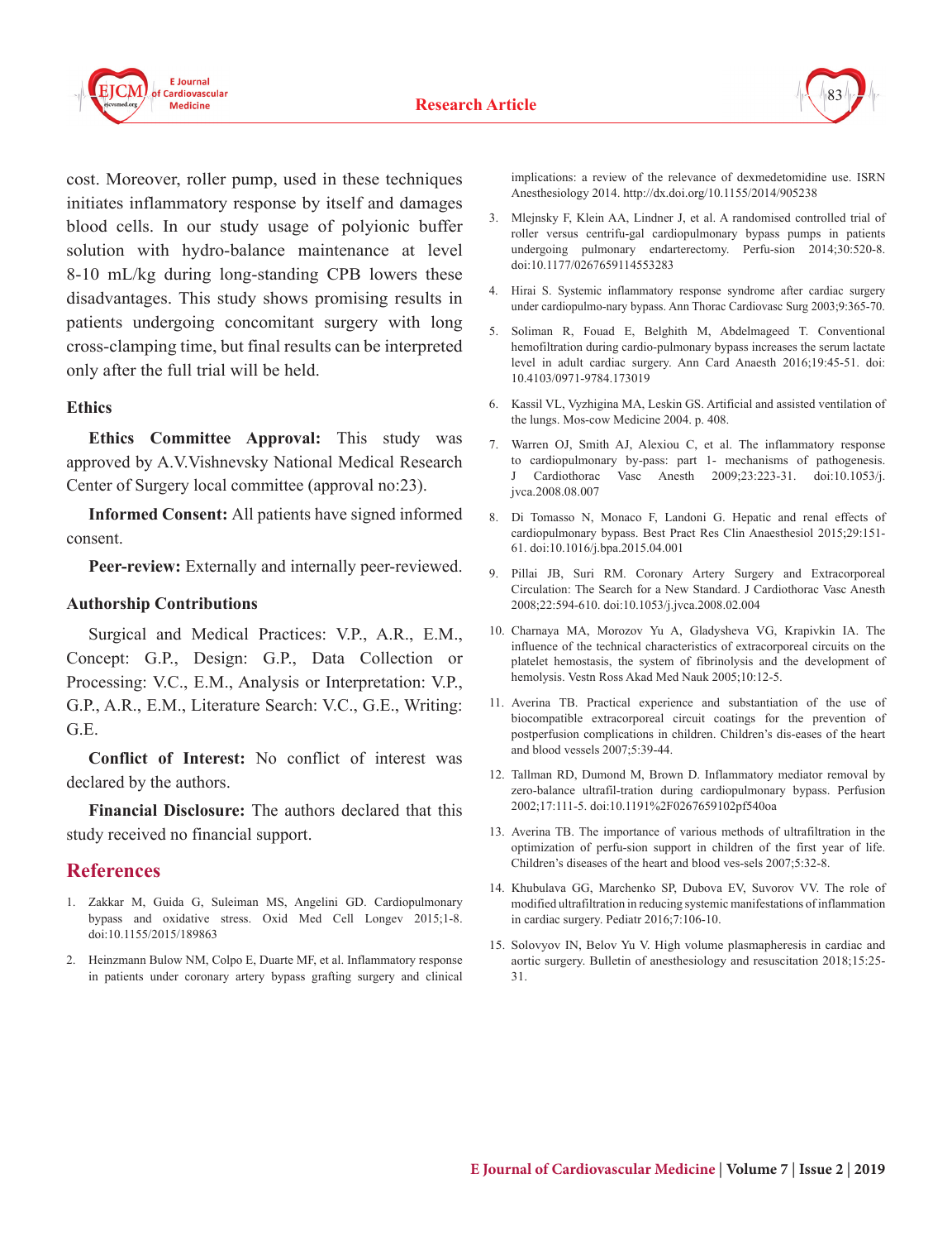cost. Moreover, roller pump, used in these techniques initiates inflammatory response by itself and damages blood cells. In our study usage of polyionic buffer solution with hydro-balance maintenance at level 8-10 mL/kg during long-standing CPB lowers these disadvantages. This study shows promising results in patients undergoing concomitant surgery with long cross-clamping time, but final results can be interpreted only after the full trial will be held.

### Ethics

**Ethics Committee Approval:** This study was approved by A.V.Vishnevsky National Medical Research Center of Surgery local committee (approval no:23).

**Informed Consent:** All patients have signed informed consent.

**Peer-review:** Externally and internally peer-reviewed.

### Authorship Contributions

Surgical and Medical Practices: V.P., A.R., E.M., Concept: G.P., Design: G.P., Data Collection or Processing: V.C., E.M., Analysis or Interpretation: V.P., G.P., A.R., E.M., Literature Search: V.C., G.E., Writing: G.E.

**Conflict of Interest:** No conflict of interest was declared by the authors.

**Financial Disclosure:** The authors declared that this study received no financial support.

## References

1. Zakkar M, Guida G, Suleiman MS, Angelini GD. Cardiopulmonary bypass and oxidative stress. Oxid Med Cell Longev 2015;1-8. doi:10.1155/2015/189863
2. Heinzmann Bulow NM, Colpo E, Duarte MF, et al. Inflammatory response in patients under coronary artery bypass grafting surgery and clinical implications: a review of the relevance of dexmedetomidine use. ISRN Anesthesiology 2014. http://dx.doi.org/10.1155/2014/905238
3. Mlejnsky F, Klein AA, Lindner J, et al. A randomised controlled trial of roller versus centrifu-gal cardiopulmonary bypass pumps in patients undergoing pulmonary endarterectomy. Perfu-sion 2014;30:520-8. doi:10.1177/0267659114553283
4. Hirai S. Systemic inflammatory response syndrome after cardiac surgery under cardiopulmo-nary bypass. Ann Thorac Cardiovasc Surg 2003;9:365-70.
5. Soliman R, Fouad E, Belghith M, Abdelmageed T. Conventional hemofiltration during cardio-pulmonary bypass increases the serum lactate level in adult cardiac surgery. Ann Card Anaesth 2016;19:45-51. doi: 10.4103/0971-9784.173019
6. Kassil VL, Vyzhigina MA, Leskin GS. Artificial and assisted ventilation of the lungs. Mos-cow Medicine 2004. p. 408.
7. Warren OJ, Smith AJ, Alexiou C, et al. The inflammatory response to cardiopulmonary by-pass: part 1- mechanisms of pathogenesis. J Cardiothorac Vasc Anesth 2009;23:223-31. doi:10.1053/j.jvca.2008.08.007
8. Di Tomasso N, Monaco F, Landoni G. Hepatic and renal effects of cardiopulmonary bypass. Best Pract Res Clin Anaesthesiol 2015;29:151-61. doi:10.1016/j.bpa.2015.04.001
9. Pillai JB, Suri RM. Coronary Artery Surgery and Extracorporeal Circulation: The Search for a New Standard. J Cardiothorac Vasc Anesth 2008;22:594-610. doi:10.1053/j.jvca.2008.02.004
10. Charnaya MA, Morozov Yu A, Gladysheva VG, Krapivkin IA. The influence of the technical characteristics of extracorporeal circuits on the platelet hemostasis, the system of fibrinolysis and the development of hemolysis. Vestn Ross Akad Med Nauk 2005;10:12-5.
11. Averina TB. Practical experience and substantiation of the use of biocompatible extracorporeal circuit coatings for the prevention of postperfusion complications in children. Children's dis-eases of the heart and blood vessels 2007;5:39-44.
12. Tallman RD, Dumond M, Brown D. Inflammatory mediator removal by zero-balance ultrafil-tration during cardiopulmonary bypass. Perfusion 2002;17:111-5. doi:10.1191%2F0267659102pf540oa
13. Averina TB. The importance of various methods of ultrafiltration in the optimization of perfu-sion support in children of the first year of life. Children's diseases of the heart and blood ves-sels 2007;5:32-8.
14. Khubulava GG, Marchenko SP, Dubova EV, Suvorov VV. The role of modified ultrafiltration in reducing systemic manifestations of inflammation in cardiac surgery. Pediatr 2016;7:106-10.
15. Solovyov IN, Belov Yu V. High volume plasmapheresis in cardiac and aortic surgery. Bulletin of anesthesiology and resuscitation 2018;15:25-31.